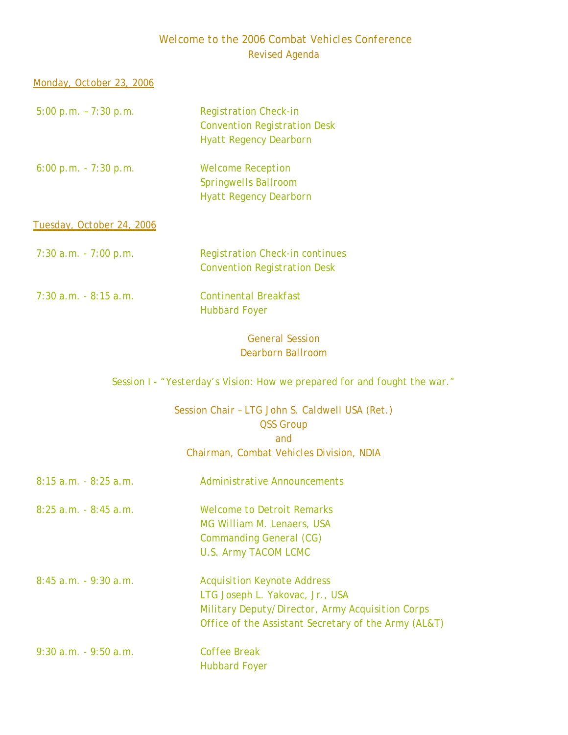# Welcome to the 2006 Combat Vehicles Conference

Revised Agenda

## Monday, October 23, 2006

| | |
|---|---|
| 5:00 p.m. – 7:30 p.m. | Registration Check-in<br>Convention Registration Desk<br>Hyatt Regency Dearborn |
| 6:00 p.m. - 7:30 p.m. | Welcome Reception<br>Springwells Ballroom<br>Hyatt Regency Dearborn |

## Tuesday, October 24, 2006

| | |
|---|---|
| 7:30 a.m. - 7:00 p.m. | Registration Check-in continues<br>Convention Registration Desk |
| 7:30 a.m. - 8:15 a.m. | Continental Breakfast<br>Hubbard Foyer |

### General Session
Dearborn Ballroom

Session I - "Yesterday's Vision: How we prepared for and fought the war."

Session Chair – LTG John S. Caldwell USA (Ret.)
QSS Group
and
Chairman, Combat Vehicles Division, NDIA

| | |
|---|---|
| 8:15 a.m. - 8:25 a.m. | Administrative Announcements |
| 8:25 a.m. - 8:45 a.m. | Welcome to Detroit Remarks<br>MG William M. Lenaers, USA<br>Commanding General (CG)<br>U.S. Army TACOM LCMC |
| 8:45 a.m. - 9:30 a.m. | Acquisition Keynote Address<br>LTG Joseph L. Yakovac, Jr., USA<br>Military Deputy/Director, Army Acquisition Corps<br>Office of the Assistant Secretary of the Army (AL&T) |
| 9:30 a.m. - 9:50 a.m. | Coffee Break<br>Hubbard Foyer |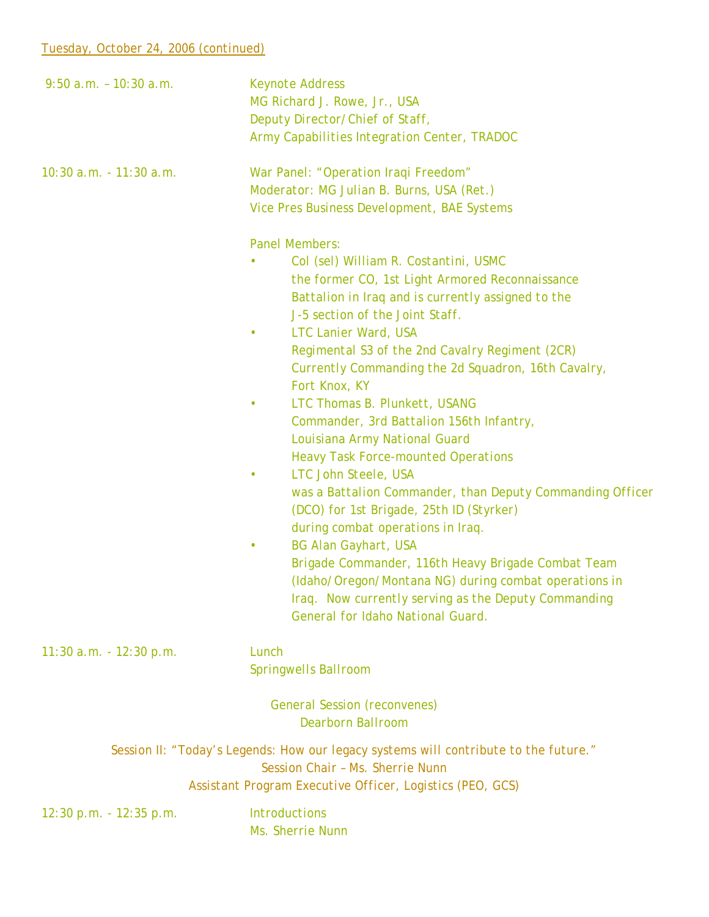Tuesday, October 24, 2006 (continued)

9:50 a.m. – 10:30 a.m. Keynote Address
MG Richard J. Rowe, Jr., USA
Deputy Director/Chief of Staff,
Army Capabilities Integration Center, TRADOC

10:30 a.m. - 11:30 a.m. War Panel: "Operation Iraqi Freedom"
Moderator: MG Julian B. Burns, USA (Ret.)
Vice Pres Business Development, BAE Systems

Panel Members:

- Col (sel) William R. Costantini, USMC
  the former CO, 1st Light Armored Reconnaissance Battalion in Iraq and is currently assigned to the J-5 section of the Joint Staff.
- LTC Lanier Ward, USA
  Regimental S3 of the 2nd Cavalry Regiment (2CR)
  Currently Commanding the 2d Squadron, 16th Cavalry, Fort Knox, KY
- LTC Thomas B. Plunkett, USANG
  Commander, 3rd Battalion 156th Infantry,
  Louisiana Army National Guard
  Heavy Task Force-mounted Operations
- LTC John Steele, USA
  was a Battalion Commander, than Deputy Commanding Officer (DCO) for 1st Brigade, 25th ID (Styrker)
  during combat operations in Iraq.
- BG Alan Gayhart, USA
  Brigade Commander, 116th Heavy Brigade Combat Team (Idaho/Oregon/Montana NG) during combat operations in Iraq. Now currently serving as the Deputy Commanding General for Idaho National Guard.

11:30 a.m. - 12:30 p.m. Lunch
Springwells Ballroom

General Session (reconvenes)
Dearborn Ballroom

Session II: "Today's Legends: How our legacy systems will contribute to the future."
Session Chair – Ms. Sherrie Nunn
Assistant Program Executive Officer, Logistics (PEO, GCS)

12:30 p.m. - 12:35 p.m. Introductions
Ms. Sherrie Nunn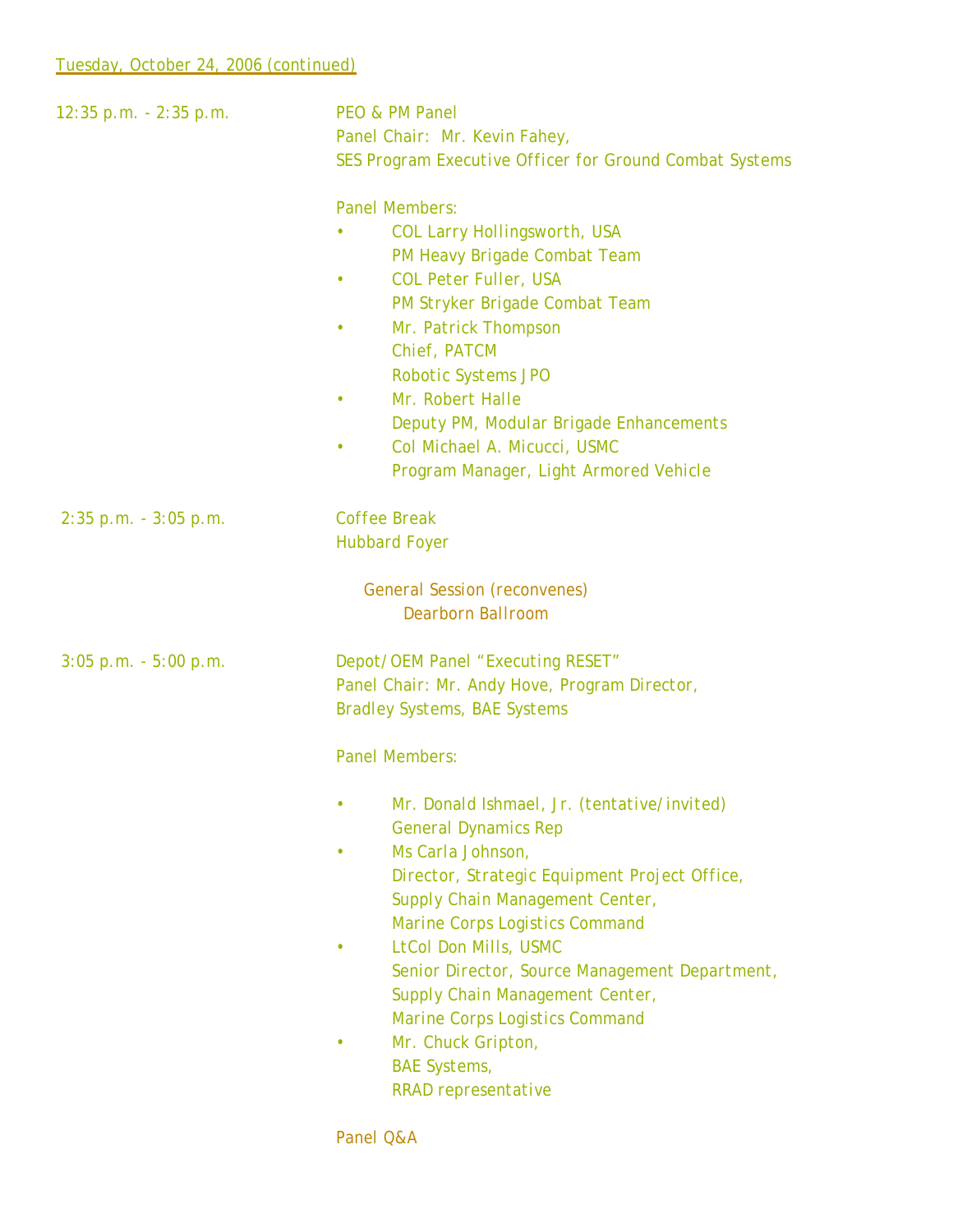Tuesday, October 24, 2006 (continued)

12:35 p.m. - 2:35 p.m.

PEO & PM Panel
Panel Chair: Mr. Kevin Fahey,
SES Program Executive Officer for Ground Combat Systems

Panel Members:

- COL Larry Hollingsworth, USA
  PM Heavy Brigade Combat Team
- COL Peter Fuller, USA
  PM Stryker Brigade Combat Team
- Mr. Patrick Thompson
  Chief, PATCM
  Robotic Systems JPO
- Mr. Robert Halle
  Deputy PM, Modular Brigade Enhancements
- Col Michael A. Micucci, USMC
  Program Manager, Light Armored Vehicle

2:35 p.m. - 3:05 p.m.

Coffee Break
Hubbard Foyer

General Session (reconvenes)
Dearborn Ballroom

3:05 p.m. - 5:00 p.m.

Depot/OEM Panel "Executing RESET"
Panel Chair: Mr. Andy Hove, Program Director,
Bradley Systems, BAE Systems

Panel Members:

- Mr. Donald Ishmael, Jr. (tentative/invited)
  General Dynamics Rep
- Ms Carla Johnson,
  Director, Strategic Equipment Project Office,
  Supply Chain Management Center,
  Marine Corps Logistics Command
- LtCol Don Mills, USMC
  Senior Director, Source Management Department,
  Supply Chain Management Center,
  Marine Corps Logistics Command
- Mr. Chuck Gripton,
  BAE Systems,
  RRAD representative

Panel Q&A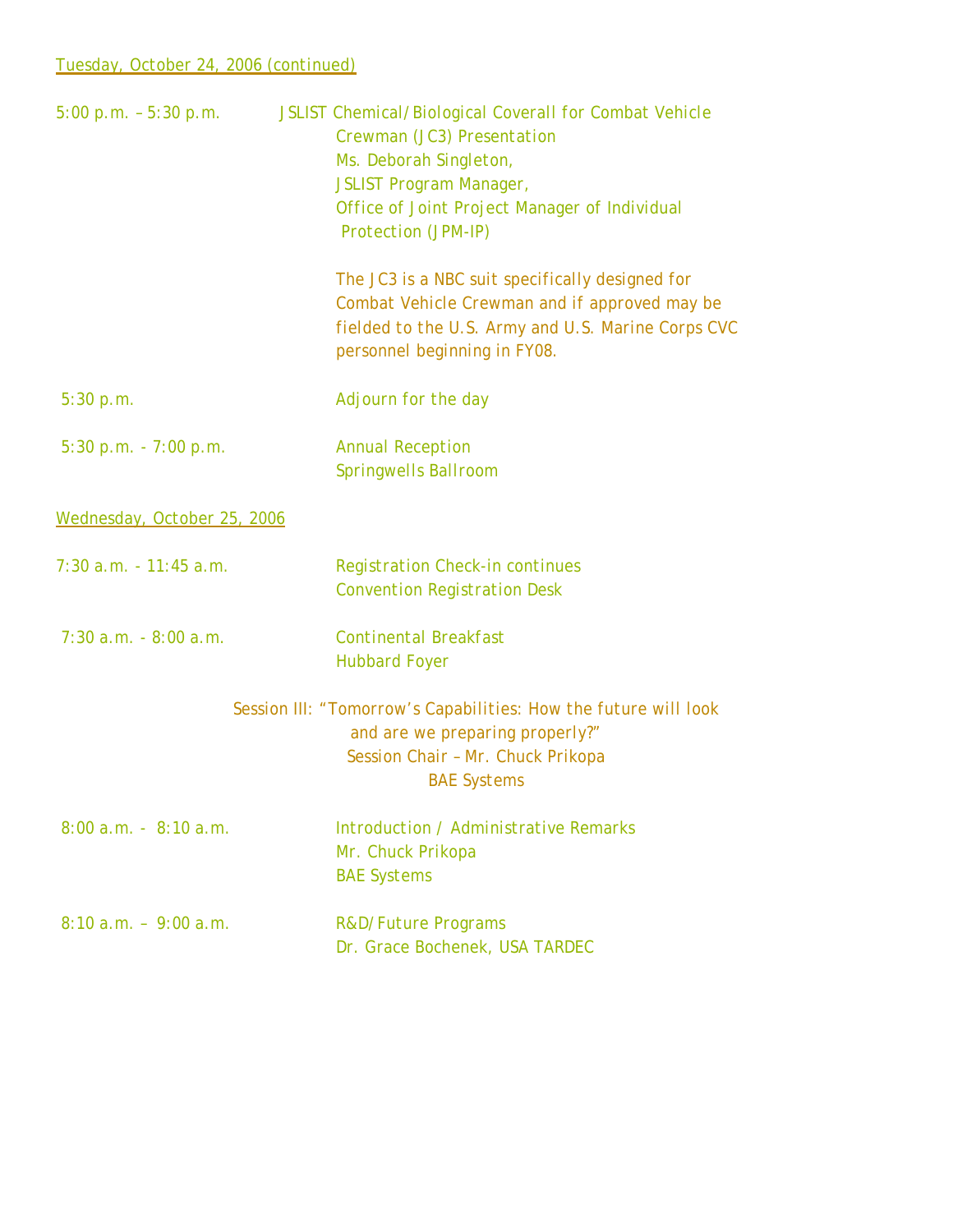Tuesday, October 24, 2006 (continued)

5:00 p.m. – 5:30 p.m. JSLIST Chemical/Biological Coverall for Combat Vehicle Crewman (JC3) Presentation
Ms. Deborah Singleton,
JSLIST Program Manager,
Office of Joint Project Manager of Individual Protection (JPM-IP)

The JC3 is a NBC suit specifically designed for Combat Vehicle Crewman and if approved may be fielded to the U.S. Army and U.S. Marine Corps CVC personnel beginning in FY08.

5:30 p.m. Adjourn for the day

5:30 p.m. - 7:00 p.m. Annual Reception
Springwells Ballroom

Wednesday, October 25, 2006

7:30 a.m. - 11:45 a.m. Registration Check-in continues
Convention Registration Desk

7:30 a.m. - 8:00 a.m. Continental Breakfast
Hubbard Foyer

Session III: "Tomorrow's Capabilities: How the future will look and are we preparing properly?"
Session Chair – Mr. Chuck Prikopa
BAE Systems

8:00 a.m. - 8:10 a.m. Introduction / Administrative Remarks
Mr. Chuck Prikopa
BAE Systems

8:10 a.m. – 9:00 a.m. R&D/Future Programs
Dr. Grace Bochenek, USA TARDEC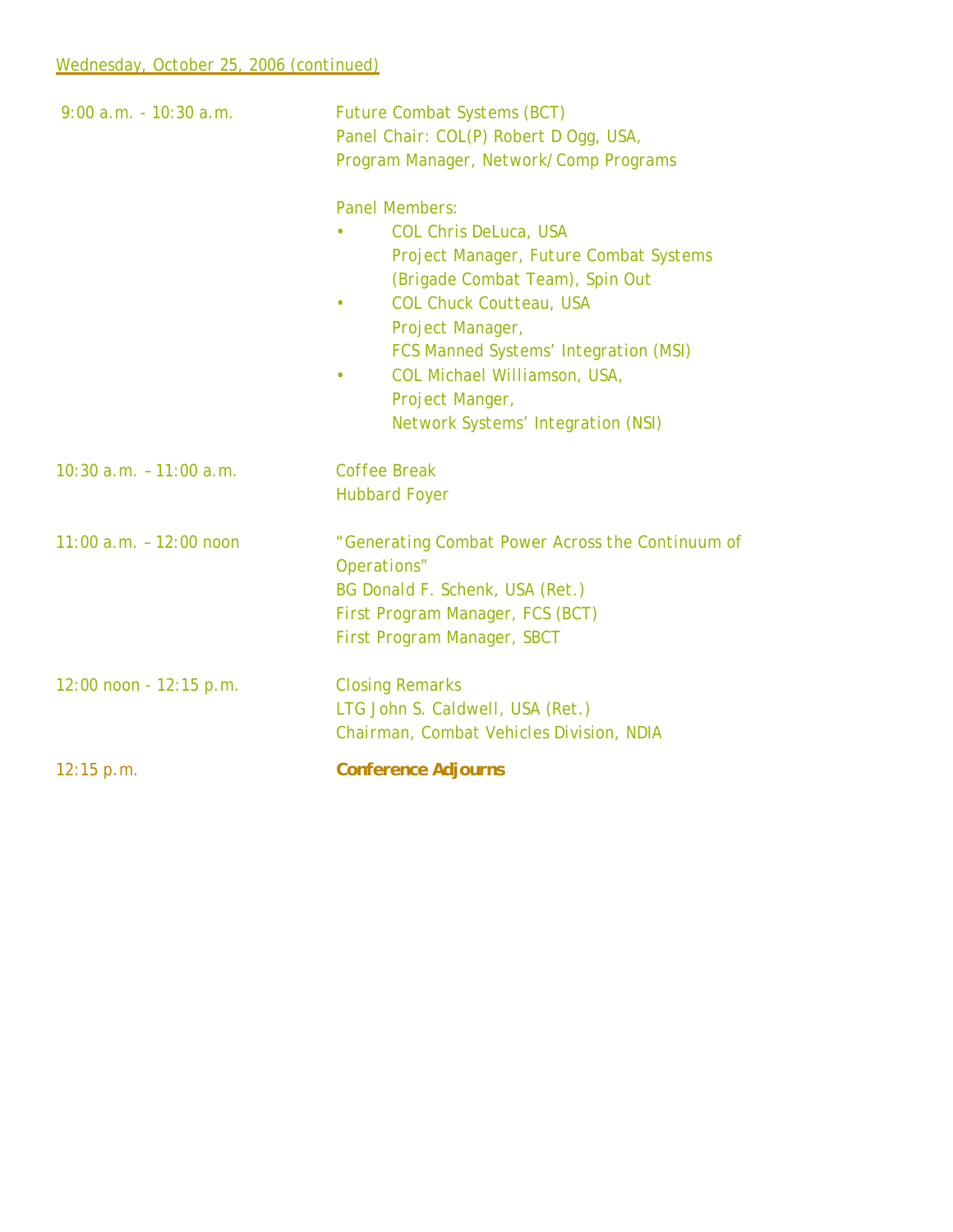Wednesday, October 25, 2006 (continued)

| | |
|---|---|
| 9:00 a.m. - 10:30 a.m. | Future Combat Systems (BCT)<br>Panel Chair: COL(P) Robert D Ogg, USA,<br>Program Manager, Network/Comp Programs<br><br>Panel Members:<br>• COL Chris DeLuca, USA<br>Project Manager, Future Combat Systems<br>(Brigade Combat Team), Spin Out<br>• COL Chuck Coutteau, USA<br>Project Manager,<br>FCS Manned Systems' Integration (MSI)<br>• COL Michael Williamson, USA,<br>Project Manger,<br>Network Systems' Integration (NSI) |
| 10:30 a.m. – 11:00 a.m. | Coffee Break<br>Hubbard Foyer |
| 11:00 a.m. – 12:00 noon | "Generating Combat Power Across the Continuum of Operations"<br>BG Donald F. Schenk, USA (Ret.)<br>First Program Manager, FCS (BCT)<br>First Program Manager, SBCT |
| 12:00 noon - 12:15 p.m. | Closing Remarks<br>LTG John S. Caldwell, USA (Ret.)<br>Chairman, Combat Vehicles Division, NDIA |
| 12:15 p.m. | **Conference Adjourns** |